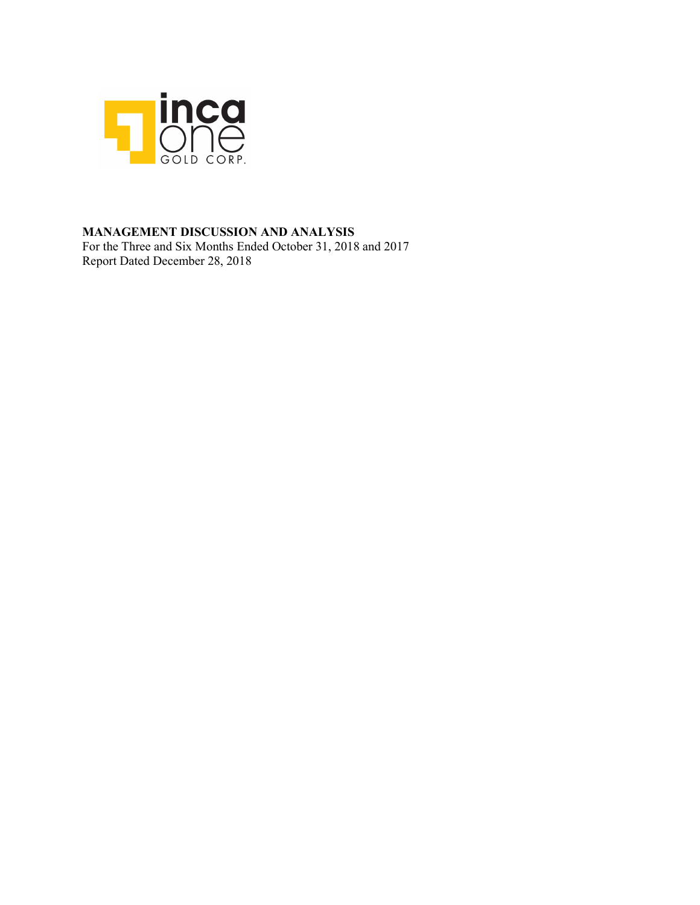inca one GOLD CORP.

**MANAGEMENT DISCUSSION AND ANALYSIS**

For the Three and Six Months Ended October 31, 2018 and 2017

Report Dated December 28, 2018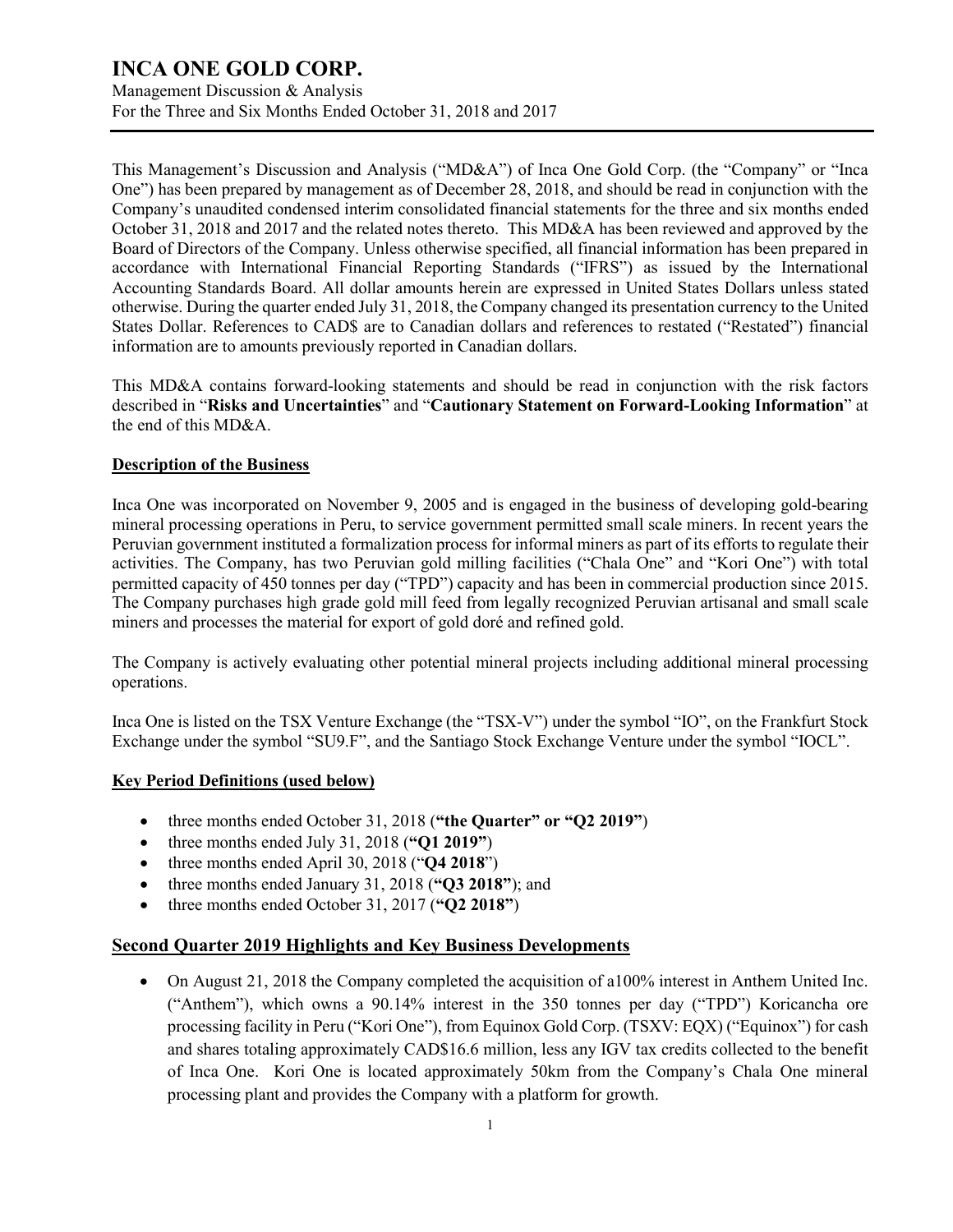# INCA ONE GOLD CORP.

Management Discussion & Analysis
For the Three and Six Months Ended October 31, 2018 and 2017

This Management's Discussion and Analysis ("MD&A") of Inca One Gold Corp. (the "Company" or "Inca One") has been prepared by management as of December 28, 2018, and should be read in conjunction with the Company's unaudited condensed interim consolidated financial statements for the three and six months ended October 31, 2018 and 2017 and the related notes thereto. This MD&A has been reviewed and approved by the Board of Directors of the Company. Unless otherwise specified, all financial information has been prepared in accordance with International Financial Reporting Standards ("IFRS") as issued by the International Accounting Standards Board. All dollar amounts herein are expressed in United States Dollars unless stated otherwise. During the quarter ended July 31, 2018, the Company changed its presentation currency to the United States Dollar. References to CAD$ are to Canadian dollars and references to restated ("Restated") financial information are to amounts previously reported in Canadian dollars.

This MD&A contains forward-looking statements and should be read in conjunction with the risk factors described in "**Risks and Uncertainties**" and "**Cautionary Statement on Forward-Looking Information**" at the end of this MD&A.

## Description of the Business

Inca One was incorporated on November 9, 2005 and is engaged in the business of developing gold-bearing mineral processing operations in Peru, to service government permitted small scale miners. In recent years the Peruvian government instituted a formalization process for informal miners as part of its efforts to regulate their activities. The Company, has two Peruvian gold milling facilities ("Chala One" and "Kori One") with total permitted capacity of 450 tonnes per day ("TPD") capacity and has been in commercial production since 2015. The Company purchases high grade gold mill feed from legally recognized Peruvian artisanal and small scale miners and processes the material for export of gold doré and refined gold.

The Company is actively evaluating other potential mineral projects including additional mineral processing operations.

Inca One is listed on the TSX Venture Exchange (the "TSX-V") under the symbol "IO", on the Frankfurt Stock Exchange under the symbol "SU9.F", and the Santiago Stock Exchange Venture under the symbol "IOCL".

## Key Period Definitions (used below)

- three months ended October 31, 2018 (**"the Quarter" or "Q2 2019"**)
- three months ended July 31, 2018 (**"Q1 2019"**)
- three months ended April 30, 2018 ("**Q4 2018**")
- three months ended January 31, 2018 (**"Q3 2018"**); and
- three months ended October 31, 2017 (**"Q2 2018"**)

## Second Quarter 2019 Highlights and Key Business Developments

- On August 21, 2018 the Company completed the acquisition of a100% interest in Anthem United Inc. ("Anthem"), which owns a 90.14% interest in the 350 tonnes per day ("TPD") Koricancha ore processing facility in Peru ("Kori One"), from Equinox Gold Corp. (TSXV: EQX) ("Equinox") for cash and shares totaling approximately CAD$16.6 million, less any IGV tax credits collected to the benefit of Inca One. Kori One is located approximately 50km from the Company's Chala One mineral processing plant and provides the Company with a platform for growth.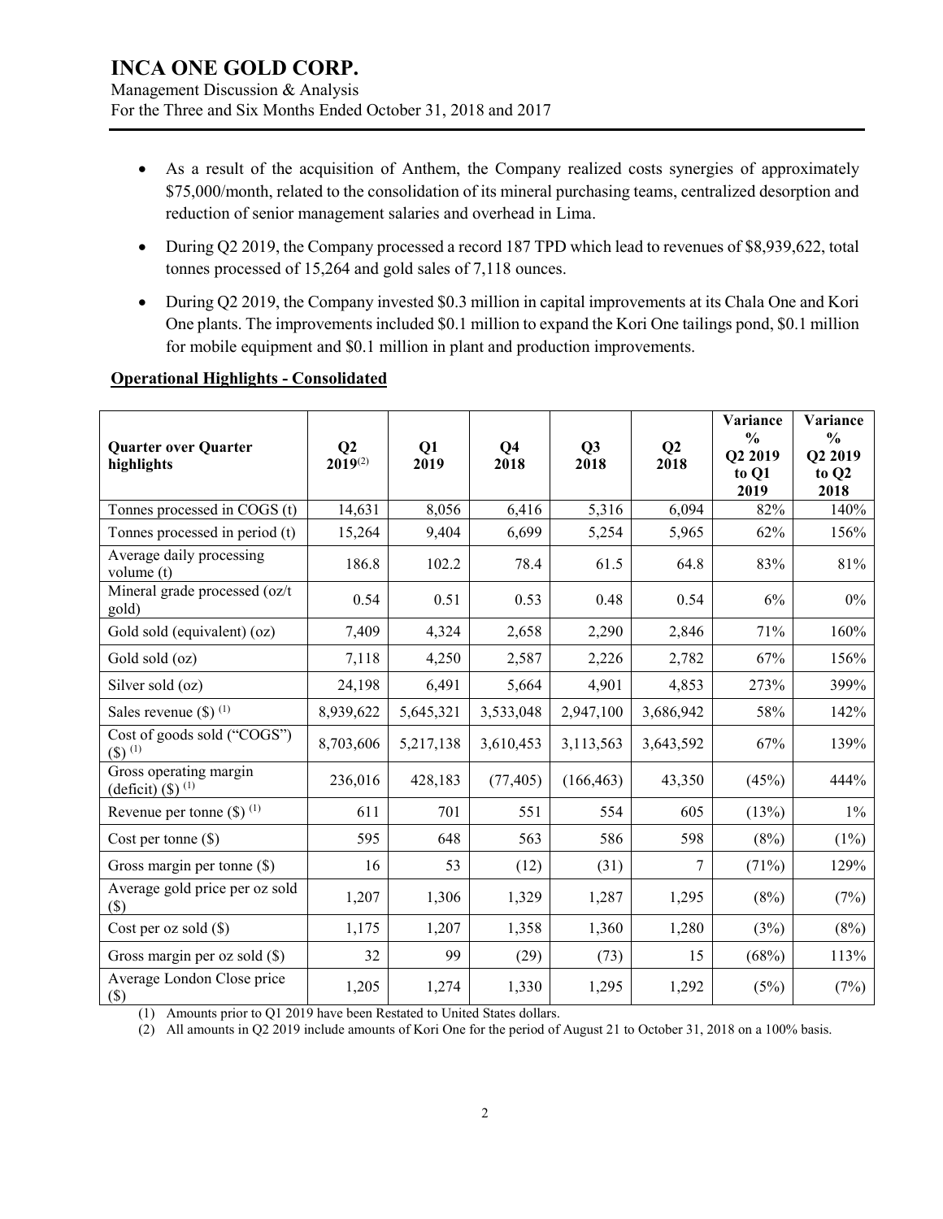- As a result of the acquisition of Anthem, the Company realized costs synergies of approximately $75,000/month, related to the consolidation of its mineral purchasing teams, centralized desorption and reduction of senior management salaries and overhead in Lima.
- During Q2 2019, the Company processed a record 187 TPD which lead to revenues of $8,939,622, total tonnes processed of 15,264 and gold sales of 7,118 ounces.
- During Q2 2019, the Company invested $0.3 million in capital improvements at its Chala One and Kori One plants. The improvements included $0.1 million to expand the Kori One tailings pond, $0.1 million for mobile equipment and $0.1 million in plant and production improvements.

**Operational Highlights - Consolidated**

| Quarter over Quarter highlights | Q2 2019(2) | Q1 2019 | Q4 2018 | Q3 2018 | Q2 2018 | Variance % Q2 2019 to Q1 2019 | Variance % Q2 2019 to Q2 2018 |
|---|---|---|---|---|---|---|---|
| Tonnes processed in COGS (t) | 14,631 | 8,056 | 6,416 | 5,316 | 6,094 | 82% | 140% |
| Tonnes processed in period (t) | 15,264 | 9,404 | 6,699 | 5,254 | 5,965 | 62% | 156% |
| Average daily processing volume (t) | 186.8 | 102.2 | 78.4 | 61.5 | 64.8 | 83% | 81% |
| Mineral grade processed (oz/t gold) | 0.54 | 0.51 | 0.53 | 0.48 | 0.54 | 6% | 0% |
| Gold sold (equivalent) (oz) | 7,409 | 4,324 | 2,658 | 2,290 | 2,846 | 71% | 160% |
| Gold sold (oz) | 7,118 | 4,250 | 2,587 | 2,226 | 2,782 | 67% | 156% |
| Silver sold (oz) | 24,198 | 6,491 | 5,664 | 4,901 | 4,853 | 273% | 399% |
| Sales revenue ($) (1) | 8,939,622 | 5,645,321 | 3,533,048 | 2,947,100 | 3,686,942 | 58% | 142% |
| Cost of goods sold ("COGS") ($) (1) | 8,703,606 | 5,217,138 | 3,610,453 | 3,113,563 | 3,643,592 | 67% | 139% |
| Gross operating margin (deficit) ($) (1) | 236,016 | 428,183 | (77,405) | (166,463) | 43,350 | (45%) | 444% |
| Revenue per tonne ($) (1) | 611 | 701 | 551 | 554 | 605 | (13%) | 1% |
| Cost per tonne ($) | 595 | 648 | 563 | 586 | 598 | (8%) | (1%) |
| Gross margin per tonne ($) | 16 | 53 | (12) | (31) | 7 | (71%) | 129% |
| Average gold price per oz sold ($) | 1,207 | 1,306 | 1,329 | 1,287 | 1,295 | (8%) | (7%) |
| Cost per oz sold ($) | 1,175 | 1,207 | 1,358 | 1,360 | 1,280 | (3%) | (8%) |
| Gross margin per oz sold ($) | 32 | 99 | (29) | (73) | 15 | (68%) | 113% |
| Average London Close price ($) | 1,205 | 1,274 | 1,330 | 1,295 | 1,292 | (5%) | (7%) |

(1) Amounts prior to Q1 2019 have been Restated to United States dollars.

(2) All amounts in Q2 2019 include amounts of Kori One for the period of August 21 to October 31, 2018 on a 100% basis.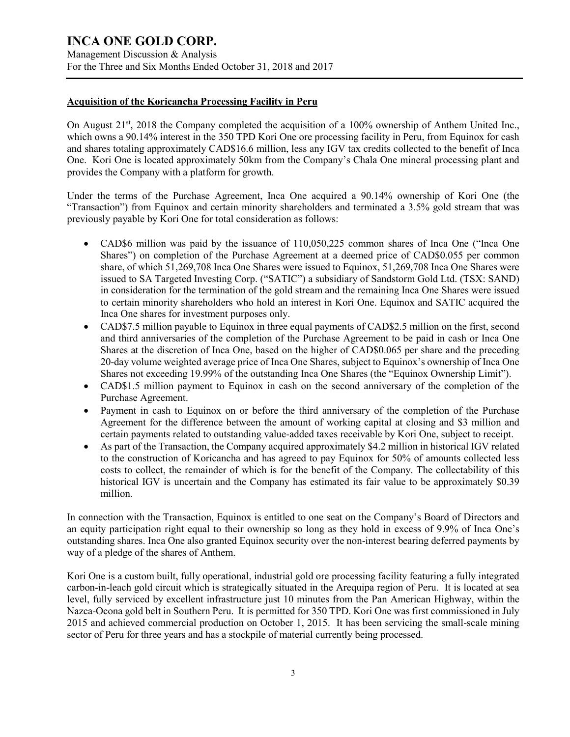## Acquisition of the Koricancha Processing Facility in Peru

On August 21st, 2018 the Company completed the acquisition of a 100% ownership of Anthem United Inc., which owns a 90.14% interest in the 350 TPD Kori One ore processing facility in Peru, from Equinox for cash and shares totaling approximately CAD$16.6 million, less any IGV tax credits collected to the benefit of Inca One. Kori One is located approximately 50km from the Company's Chala One mineral processing plant and provides the Company with a platform for growth.

Under the terms of the Purchase Agreement, Inca One acquired a 90.14% ownership of Kori One (the "Transaction") from Equinox and certain minority shareholders and terminated a 3.5% gold stream that was previously payable by Kori One for total consideration as follows:

- CAD$6 million was paid by the issuance of 110,050,225 common shares of Inca One ("Inca One Shares") on completion of the Purchase Agreement at a deemed price of CAD$0.055 per common share, of which 51,269,708 Inca One Shares were issued to Equinox, 51,269,708 Inca One Shares were issued to SA Targeted Investing Corp. ("SATIC") a subsidiary of Sandstorm Gold Ltd. (TSX: SAND) in consideration for the termination of the gold stream and the remaining Inca One Shares were issued to certain minority shareholders who hold an interest in Kori One. Equinox and SATIC acquired the Inca One shares for investment purposes only.
- CAD$7.5 million payable to Equinox in three equal payments of CAD$2.5 million on the first, second and third anniversaries of the completion of the Purchase Agreement to be paid in cash or Inca One Shares at the discretion of Inca One, based on the higher of CAD$0.065 per share and the preceding 20-day volume weighted average price of Inca One Shares, subject to Equinox's ownership of Inca One Shares not exceeding 19.99% of the outstanding Inca One Shares (the "Equinox Ownership Limit").
- CAD$1.5 million payment to Equinox in cash on the second anniversary of the completion of the Purchase Agreement.
- Payment in cash to Equinox on or before the third anniversary of the completion of the Purchase Agreement for the difference between the amount of working capital at closing and $3 million and certain payments related to outstanding value-added taxes receivable by Kori One, subject to receipt.
- As part of the Transaction, the Company acquired approximately $4.2 million in historical IGV related to the construction of Koricancha and has agreed to pay Equinox for 50% of amounts collected less costs to collect, the remainder of which is for the benefit of the Company. The collectability of this historical IGV is uncertain and the Company has estimated its fair value to be approximately $0.39 million.

In connection with the Transaction, Equinox is entitled to one seat on the Company's Board of Directors and an equity participation right equal to their ownership so long as they hold in excess of 9.9% of Inca One's outstanding shares. Inca One also granted Equinox security over the non-interest bearing deferred payments by way of a pledge of the shares of Anthem.

Kori One is a custom built, fully operational, industrial gold ore processing facility featuring a fully integrated carbon-in-leach gold circuit which is strategically situated in the Arequipa region of Peru. It is located at sea level, fully serviced by excellent infrastructure just 10 minutes from the Pan American Highway, within the Nazca-Ocona gold belt in Southern Peru. It is permitted for 350 TPD. Kori One was first commissioned in July 2015 and achieved commercial production on October 1, 2015. It has been servicing the small-scale mining sector of Peru for three years and has a stockpile of material currently being processed.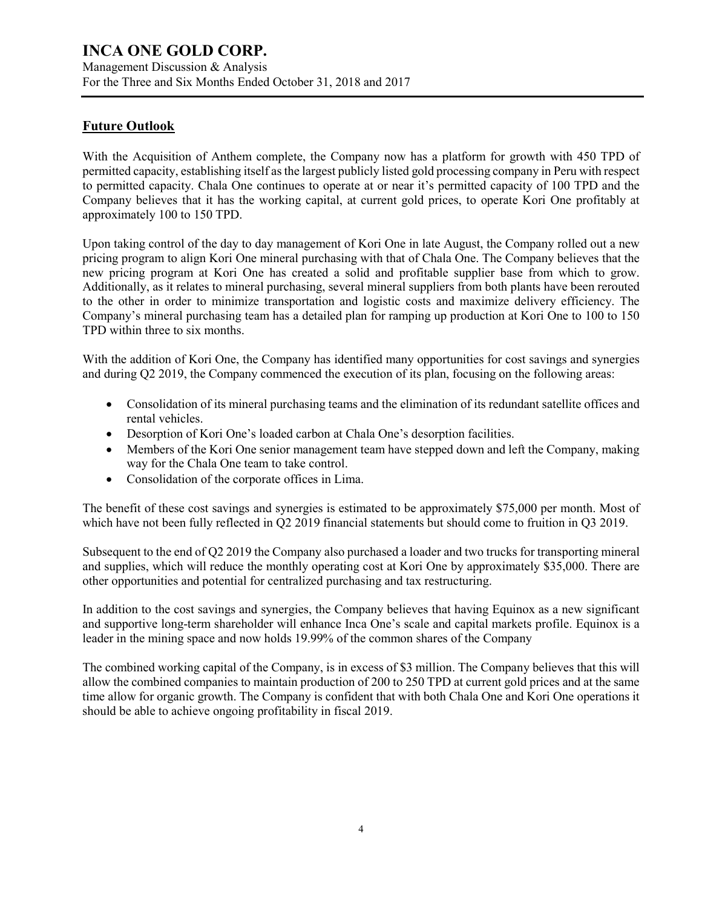## Future Outlook

With the Acquisition of Anthem complete, the Company now has a platform for growth with 450 TPD of permitted capacity, establishing itself as the largest publicly listed gold processing company in Peru with respect to permitted capacity. Chala One continues to operate at or near it's permitted capacity of 100 TPD and the Company believes that it has the working capital, at current gold prices, to operate Kori One profitably at approximately 100 to 150 TPD.

Upon taking control of the day to day management of Kori One in late August, the Company rolled out a new pricing program to align Kori One mineral purchasing with that of Chala One. The Company believes that the new pricing program at Kori One has created a solid and profitable supplier base from which to grow. Additionally, as it relates to mineral purchasing, several mineral suppliers from both plants have been rerouted to the other in order to minimize transportation and logistic costs and maximize delivery efficiency. The Company's mineral purchasing team has a detailed plan for ramping up production at Kori One to 100 to 150 TPD within three to six months.

With the addition of Kori One, the Company has identified many opportunities for cost savings and synergies and during Q2 2019, the Company commenced the execution of its plan, focusing on the following areas:

- Consolidation of its mineral purchasing teams and the elimination of its redundant satellite offices and rental vehicles.
- Desorption of Kori One's loaded carbon at Chala One's desorption facilities.
- Members of the Kori One senior management team have stepped down and left the Company, making way for the Chala One team to take control.
- Consolidation of the corporate offices in Lima.

The benefit of these cost savings and synergies is estimated to be approximately $75,000 per month. Most of which have not been fully reflected in Q2 2019 financial statements but should come to fruition in Q3 2019.

Subsequent to the end of Q2 2019 the Company also purchased a loader and two trucks for transporting mineral and supplies, which will reduce the monthly operating cost at Kori One by approximately $35,000. There are other opportunities and potential for centralized purchasing and tax restructuring.

In addition to the cost savings and synergies, the Company believes that having Equinox as a new significant and supportive long-term shareholder will enhance Inca One's scale and capital markets profile. Equinox is a leader in the mining space and now holds 19.99% of the common shares of the Company

The combined working capital of the Company, is in excess of $3 million. The Company believes that this will allow the combined companies to maintain production of 200 to 250 TPD at current gold prices and at the same time allow for organic growth. The Company is confident that with both Chala One and Kori One operations it should be able to achieve ongoing profitability in fiscal 2019.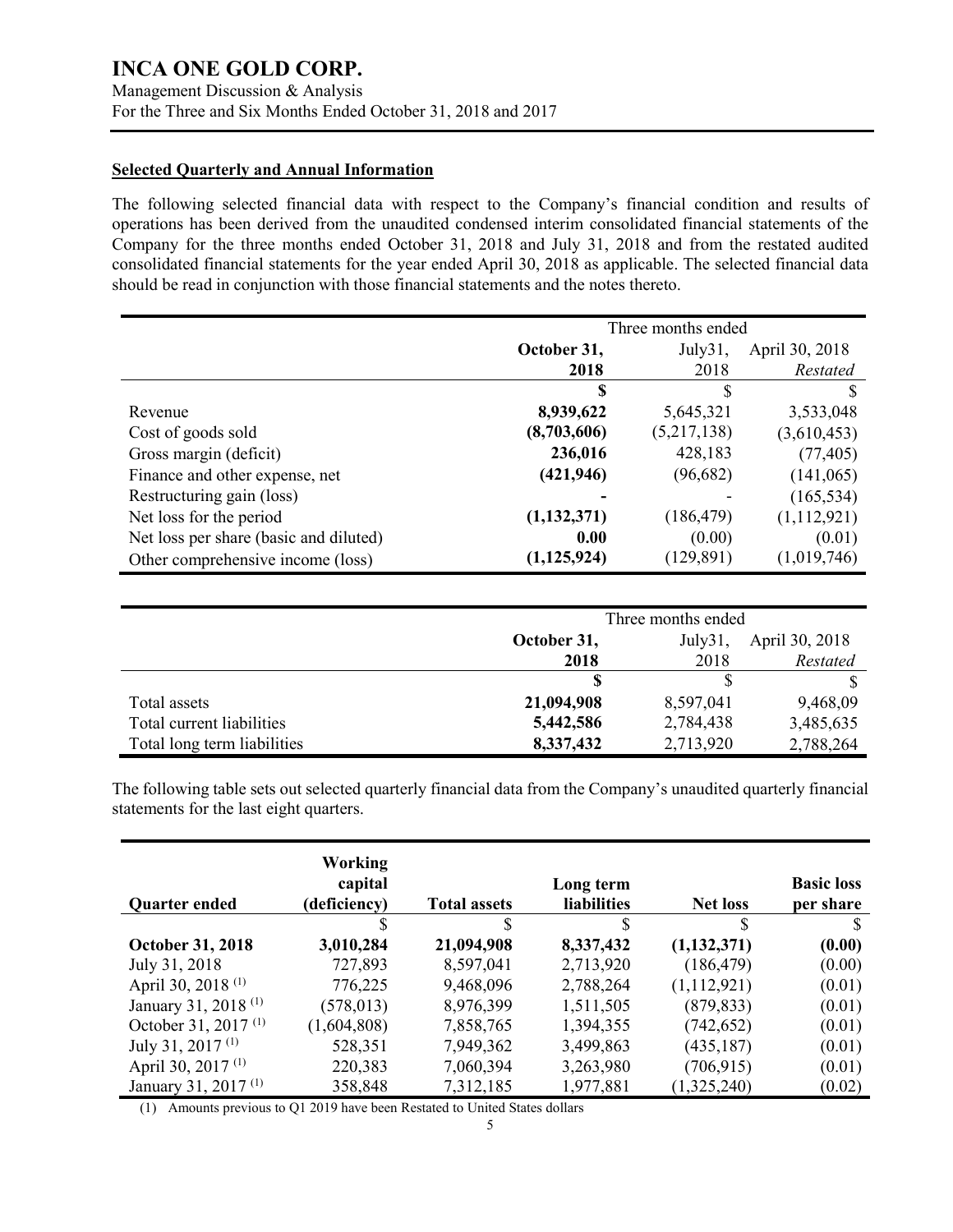## Selected Quarterly and Annual Information

The following selected financial data with respect to the Company's financial condition and results of operations has been derived from the unaudited condensed interim consolidated financial statements of the Company for the three months ended October 31, 2018 and July 31, 2018 and from the restated audited consolidated financial statements for the year ended April 30, 2018 as applicable. The selected financial data should be read in conjunction with those financial statements and the notes thereto.

| | Three months ended | | |
|---|---|---|---|
| | **October 31, 2018** | July31, 2018 | April 30, 2018 *Restated* |
| | **$** | $ | $ |
| Revenue | **8,939,622** | 5,645,321 | 3,533,048 |
| Cost of goods sold | **(8,703,606)** | (5,217,138) | (3,610,453) |
| Gross margin (deficit) | **236,016** | 428,183 | (77,405) |
| Finance and other expense, net | **(421,946)** | (96,682) | (141,065) |
| Restructuring gain (loss) | **-** | - | (165,534) |
| Net loss for the period | **(1,132,371)** | (186,479) | (1,112,921) |
| Net loss per share (basic and diluted) | **0.00** | (0.00) | (0.01) |
| Other comprehensive income (loss) | **(1,125,924)** | (129,891) | (1,019,746) |

| | Three months ended | | |
|---|---|---|---|
| | **October 31, 2018** | July31, 2018 | April 30, 2018 *Restated* |
| | **$** | $ | $ |
| Total assets | **21,094,908** | 8,597,041 | 9,468,09 |
| Total current liabilities | **5,442,586** | 2,784,438 | 3,485,635 |
| Total long term liabilities | **8,337,432** | 2,713,920 | 2,788,264 |

The following table sets out selected quarterly financial data from the Company's unaudited quarterly financial statements for the last eight quarters.

| Quarter ended | Working capital (deficiency) | Total assets | Long term liabilities | Net loss | Basic loss per share |
|---|---|---|---|---|---|
| | $ | $ | $ | $ | $ |
| **October 31, 2018** | **3,010,284** | **21,094,908** | **8,337,432** | **(1,132,371)** | **(0.00)** |
| July 31, 2018 | 727,893 | 8,597,041 | 2,713,920 | (186,479) | (0.00) |
| April 30, 2018 (1) | 776,225 | 9,468,096 | 2,788,264 | (1,112,921) | (0.01) |
| January 31, 2018 (1) | (578,013) | 8,976,399 | 1,511,505 | (879,833) | (0.01) |
| October 31, 2017 (1) | (1,604,808) | 7,858,765 | 1,394,355 | (742,652) | (0.01) |
| July 31, 2017 (1) | 528,351 | 7,949,362 | 3,499,863 | (435,187) | (0.01) |
| April 30, 2017 (1) | 220,383 | 7,060,394 | 3,263,980 | (706,915) | (0.01) |
| January 31, 2017 (1) | 358,848 | 7,312,185 | 1,977,881 | (1,325,240) | (0.02) |

(1) Amounts previous to Q1 2019 have been Restated to United States dollars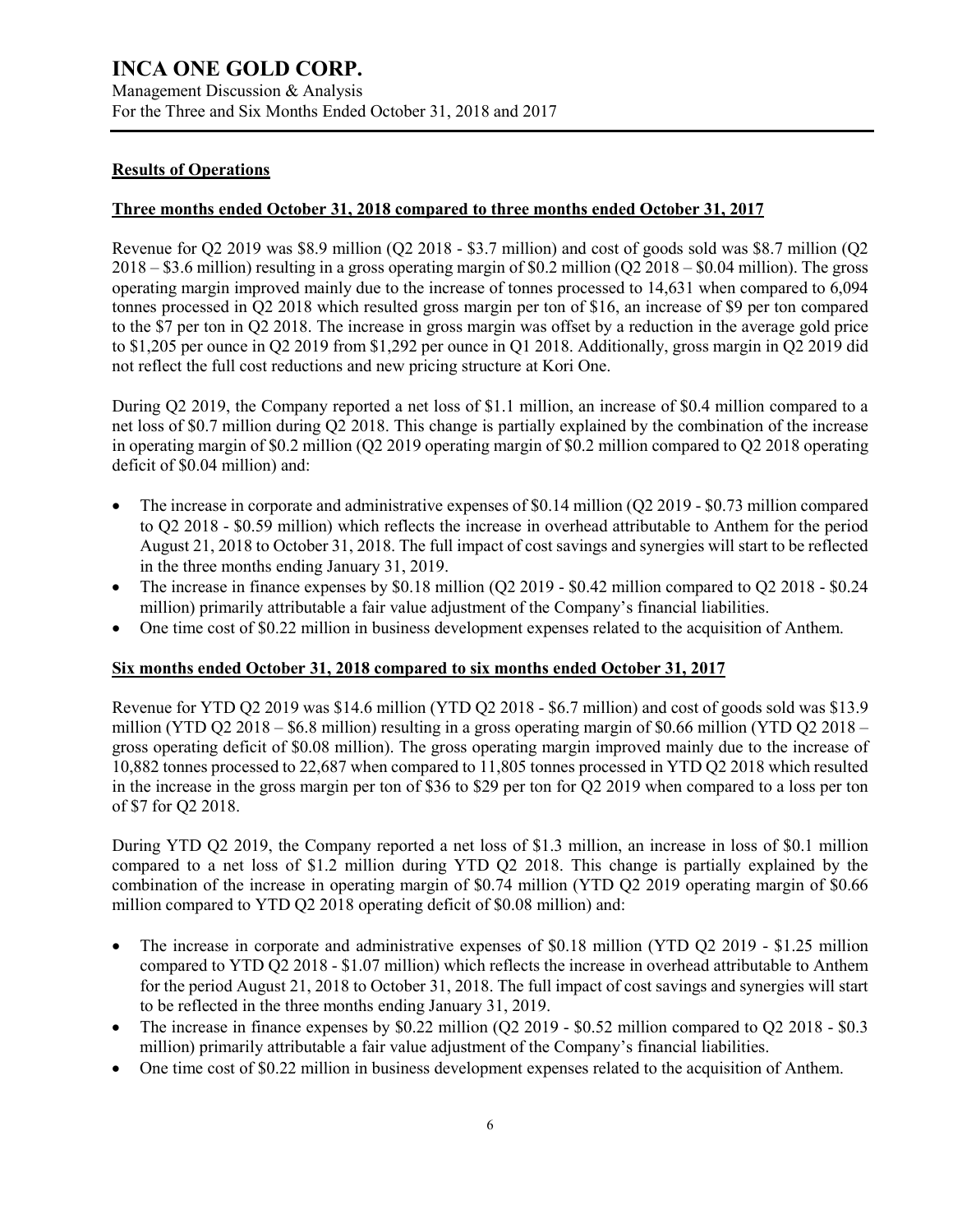## Results of Operations

### Three months ended October 31, 2018 compared to three months ended October 31, 2017

Revenue for Q2 2019 was $8.9 million (Q2 2018 - $3.7 million) and cost of goods sold was $8.7 million (Q2 2018 – $3.6 million) resulting in a gross operating margin of $0.2 million (Q2 2018 – $0.04 million). The gross operating margin improved mainly due to the increase of tonnes processed to 14,631 when compared to 6,094 tonnes processed in Q2 2018 which resulted gross margin per ton of $16, an increase of $9 per ton compared to the $7 per ton in Q2 2018. The increase in gross margin was offset by a reduction in the average gold price to $1,205 per ounce in Q2 2019 from $1,292 per ounce in Q1 2018. Additionally, gross margin in Q2 2019 did not reflect the full cost reductions and new pricing structure at Kori One.

During Q2 2019, the Company reported a net loss of $1.1 million, an increase of $0.4 million compared to a net loss of $0.7 million during Q2 2018. This change is partially explained by the combination of the increase in operating margin of $0.2 million (Q2 2019 operating margin of $0.2 million compared to Q2 2018 operating deficit of $0.04 million) and:

- The increase in corporate and administrative expenses of $0.14 million (Q2 2019 - $0.73 million compared to Q2 2018 - $0.59 million) which reflects the increase in overhead attributable to Anthem for the period August 21, 2018 to October 31, 2018. The full impact of cost savings and synergies will start to be reflected in the three months ending January 31, 2019.
- The increase in finance expenses by $0.18 million (Q2 2019 - $0.42 million compared to Q2 2018 - $0.24 million) primarily attributable a fair value adjustment of the Company's financial liabilities.
- One time cost of $0.22 million in business development expenses related to the acquisition of Anthem.

### Six months ended October 31, 2018 compared to six months ended October 31, 2017

Revenue for YTD Q2 2019 was $14.6 million (YTD Q2 2018 - $6.7 million) and cost of goods sold was $13.9 million (YTD Q2 2018 – $6.8 million) resulting in a gross operating margin of $0.66 million (YTD Q2 2018 – gross operating deficit of $0.08 million). The gross operating margin improved mainly due to the increase of 10,882 tonnes processed to 22,687 when compared to 11,805 tonnes processed in YTD Q2 2018 which resulted in the increase in the gross margin per ton of $36 to $29 per ton for Q2 2019 when compared to a loss per ton of $7 for Q2 2018.

During YTD Q2 2019, the Company reported a net loss of $1.3 million, an increase in loss of $0.1 million compared to a net loss of $1.2 million during YTD Q2 2018. This change is partially explained by the combination of the increase in operating margin of $0.74 million (YTD Q2 2019 operating margin of $0.66 million compared to YTD Q2 2018 operating deficit of $0.08 million) and:

- The increase in corporate and administrative expenses of $0.18 million (YTD Q2 2019 - $1.25 million compared to YTD Q2 2018 - $1.07 million) which reflects the increase in overhead attributable to Anthem for the period August 21, 2018 to October 31, 2018. The full impact of cost savings and synergies will start to be reflected in the three months ending January 31, 2019.
- The increase in finance expenses by $0.22 million (Q2 2019 - $0.52 million compared to Q2 2018 - $0.3 million) primarily attributable a fair value adjustment of the Company's financial liabilities.
- One time cost of $0.22 million in business development expenses related to the acquisition of Anthem.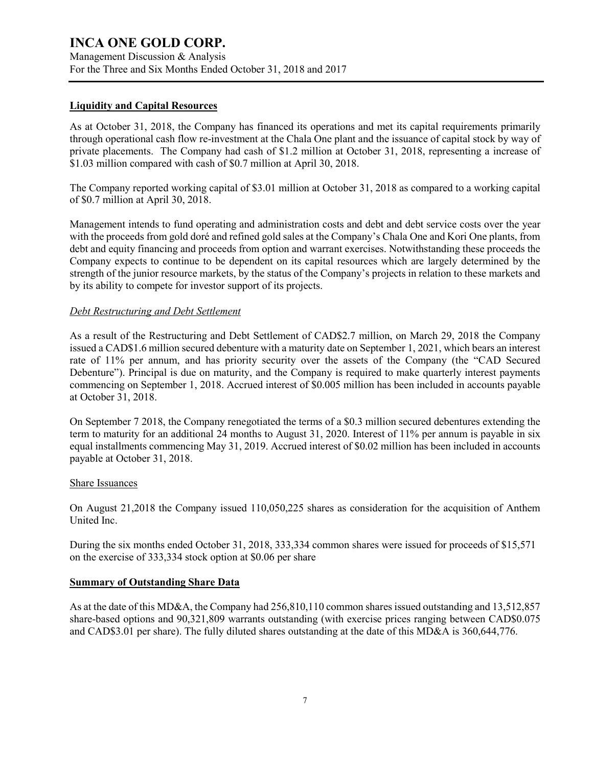## Liquidity and Capital Resources

As at October 31, 2018, the Company has financed its operations and met its capital requirements primarily through operational cash flow re-investment at the Chala One plant and the issuance of capital stock by way of private placements. The Company had cash of $1.2 million at October 31, 2018, representing a increase of $1.03 million compared with cash of $0.7 million at April 30, 2018.

The Company reported working capital of $3.01 million at October 31, 2018 as compared to a working capital of $0.7 million at April 30, 2018.

Management intends to fund operating and administration costs and debt and debt service costs over the year with the proceeds from gold doré and refined gold sales at the Company's Chala One and Kori One plants, from debt and equity financing and proceeds from option and warrant exercises. Notwithstanding these proceeds the Company expects to continue to be dependent on its capital resources which are largely determined by the strength of the junior resource markets, by the status of the Company's projects in relation to these markets and by its ability to compete for investor support of its projects.

### *Debt Restructuring and Debt Settlement*

As a result of the Restructuring and Debt Settlement of CAD$2.7 million, on March 29, 2018 the Company issued a CAD$1.6 million secured debenture with a maturity date on September 1, 2021, which bears an interest rate of 11% per annum, and has priority security over the assets of the Company (the "CAD Secured Debenture"). Principal is due on maturity, and the Company is required to make quarterly interest payments commencing on September 1, 2018. Accrued interest of $0.005 million has been included in accounts payable at October 31, 2018.

On September 7 2018, the Company renegotiated the terms of a $0.3 million secured debentures extending the term to maturity for an additional 24 months to August 31, 2020. Interest of 11% per annum is payable in six equal installments commencing May 31, 2019. Accrued interest of $0.02 million has been included in accounts payable at October 31, 2018.

### Share Issuances

On August 21,2018 the Company issued 110,050,225 shares as consideration for the acquisition of Anthem United Inc.

During the six months ended October 31, 2018, 333,334 common shares were issued for proceeds of $15,571 on the exercise of 333,334 stock option at $0.06 per share

## Summary of Outstanding Share Data

As at the date of this MD&A, the Company had 256,810,110 common shares issued outstanding and 13,512,857 share-based options and 90,321,809 warrants outstanding (with exercise prices ranging between CAD$0.075 and CAD$3.01 per share). The fully diluted shares outstanding at the date of this MD&A is 360,644,776.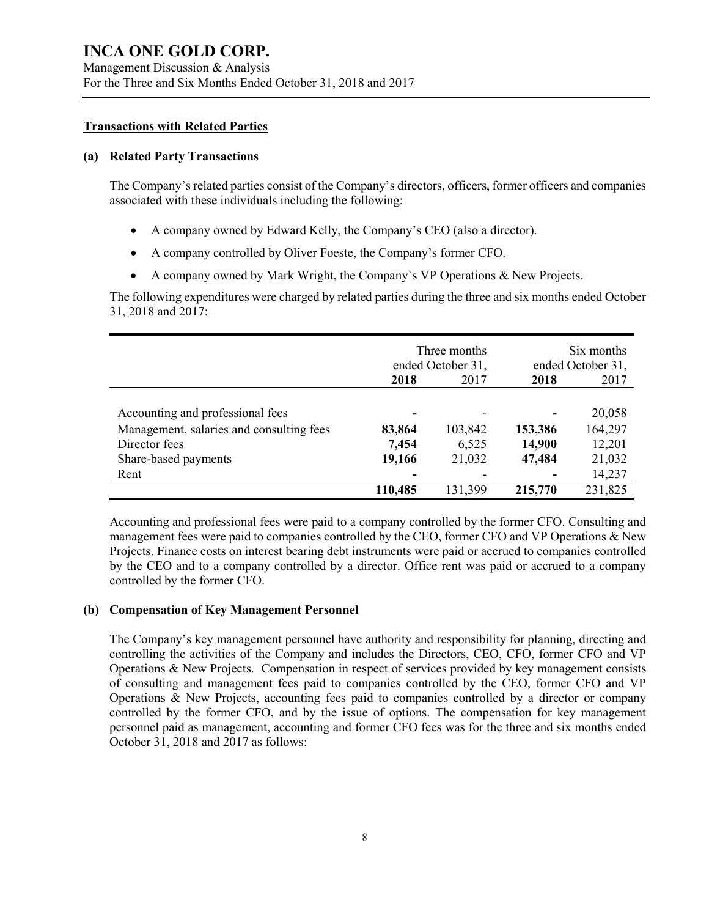## Transactions with Related Parties

### (a) Related Party Transactions

The Company's related parties consist of the Company's directors, officers, former officers and companies associated with these individuals including the following:

- A company owned by Edward Kelly, the Company's CEO (also a director).
- A company controlled by Oliver Foeste, the Company's former CFO.
- A company owned by Mark Wright, the Company`s VP Operations & New Projects.

The following expenditures were charged by related parties during the three and six months ended October 31, 2018 and 2017:

| | Three months ended October 31, | | Six months ended October 31, | |
|---|---|---|---|---|
| | **2018** | 2017 | **2018** | 2017 |
| Accounting and professional fees | **-** | - | **-** | 20,058 |
| Management, salaries and consulting fees | **83,864** | 103,842 | **153,386** | 164,297 |
| Director fees | **7,454** | 6,525 | **14,900** | 12,201 |
| Share-based payments | **19,166** | 21,032 | **47,484** | 21,032 |
| Rent | **-** | - | **-** | 14,237 |
| | **110,485** | 131,399 | **215,770** | 231,825 |

Accounting and professional fees were paid to a company controlled by the former CFO. Consulting and management fees were paid to companies controlled by the CEO, former CFO and VP Operations & New Projects. Finance costs on interest bearing debt instruments were paid or accrued to companies controlled by the CEO and to a company controlled by a director. Office rent was paid or accrued to a company controlled by the former CFO.

### (b) Compensation of Key Management Personnel

The Company's key management personnel have authority and responsibility for planning, directing and controlling the activities of the Company and includes the Directors, CEO, CFO, former CFO and VP Operations & New Projects. Compensation in respect of services provided by key management consists of consulting and management fees paid to companies controlled by the CEO, former CFO and VP Operations & New Projects, accounting fees paid to companies controlled by a director or company controlled by the former CFO, and by the issue of options. The compensation for key management personnel paid as management, accounting and former CFO fees was for the three and six months ended October 31, 2018 and 2017 as follows: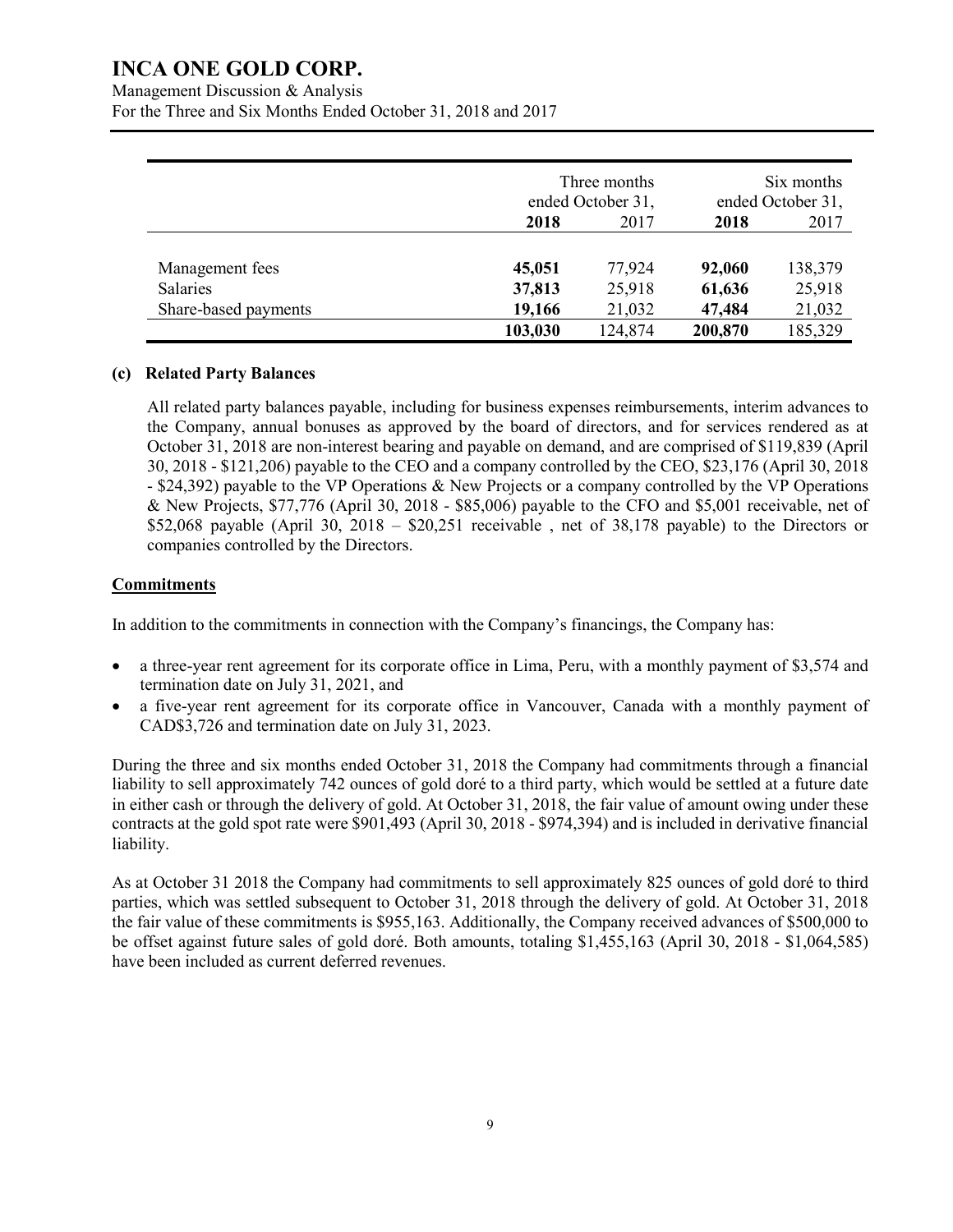| | Three months ended October 31, | | Six months ended October 31, | |
|---|---|---|---|---|
| | **2018** | 2017 | **2018** | 2017 |
| Management fees | **45,051** | 77,924 | **92,060** | 138,379 |
| Salaries | **37,813** | 25,918 | **61,636** | 25,918 |
| Share-based payments | **19,166** | 21,032 | **47,484** | 21,032 |
| | **103,030** | 124,874 | **200,870** | 185,329 |

**(c) Related Party Balances**

All related party balances payable, including for business expenses reimbursements, interim advances to the Company, annual bonuses as approved by the board of directors, and for services rendered as at October 31, 2018 are non-interest bearing and payable on demand, and are comprised of $119,839 (April 30, 2018 - $121,206) payable to the CEO and a company controlled by the CEO, $23,176 (April 30, 2018 - $24,392) payable to the VP Operations & New Projects or a company controlled by the VP Operations & New Projects, $77,776 (April 30, 2018 - $85,006) payable to the CFO and $5,001 receivable, net of $52,068 payable (April 30, 2018 – $20,251 receivable , net of 38,178 payable) to the Directors or companies controlled by the Directors.

## Commitments

In addition to the commitments in connection with the Company's financings, the Company has:

- a three-year rent agreement for its corporate office in Lima, Peru, with a monthly payment of $3,574 and termination date on July 31, 2021, and
- a five-year rent agreement for its corporate office in Vancouver, Canada with a monthly payment of CAD$3,726 and termination date on July 31, 2023.

During the three and six months ended October 31, 2018 the Company had commitments through a financial liability to sell approximately 742 ounces of gold doré to a third party, which would be settled at a future date in either cash or through the delivery of gold. At October 31, 2018, the fair value of amount owing under these contracts at the gold spot rate were $901,493 (April 30, 2018 - $974,394) and is included in derivative financial liability.

As at October 31 2018 the Company had commitments to sell approximately 825 ounces of gold doré to third parties, which was settled subsequent to October 31, 2018 through the delivery of gold. At October 31, 2018 the fair value of these commitments is $955,163. Additionally, the Company received advances of $500,000 to be offset against future sales of gold doré. Both amounts, totaling $1,455,163 (April 30, 2018 - $1,064,585) have been included as current deferred revenues.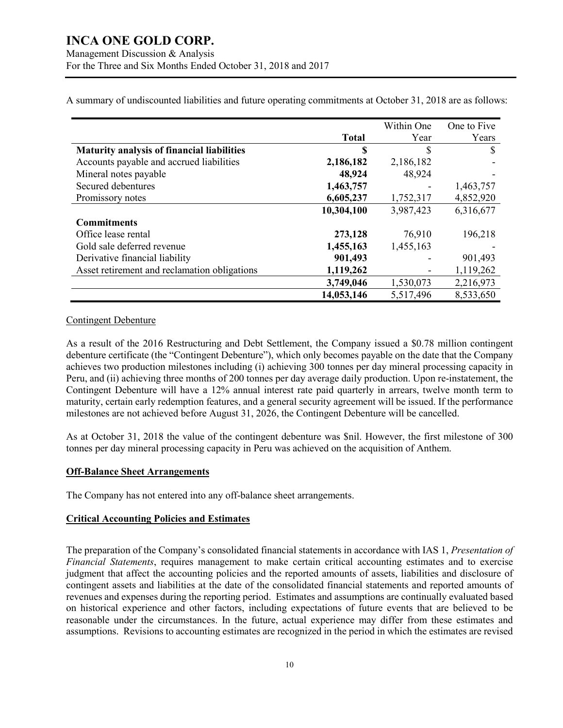A summary of undiscounted liabilities and future operating commitments at October 31, 2018 are as follows:

| | Total | Within One Year | One to Five Years |
|---|---|---|---|
| **Maturity analysis of financial liabilities** | **$** | $ | $ |
| Accounts payable and accrued liabilities | **2,186,182** | 2,186,182 | - |
| Mineral notes payable | **48,924** | 48,924 | - |
| Secured debentures | **1,463,757** | - | 1,463,757 |
| Promissory notes | **6,605,237** | 1,752,317 | 4,852,920 |
| | **10,304,100** | 3,987,423 | 6,316,677 |
| **Commitments** | | | |
| Office lease rental | **273,128** | 76,910 | 196,218 |
| Gold sale deferred revenue | **1,455,163** | 1,455,163 | - |
| Derivative financial liability | **901,493** | - | 901,493 |
| Asset retirement and reclamation obligations | **1,119,262** | - | 1,119,262 |
| | **3,749,046** | 1,530,073 | 2,216,973 |
| | **14,053,146** | 5,517,496 | 8,533,650 |

Contingent Debenture

As a result of the 2016 Restructuring and Debt Settlement, the Company issued a $0.78 million contingent debenture certificate (the "Contingent Debenture"), which only becomes payable on the date that the Company achieves two production milestones including (i) achieving 300 tonnes per day mineral processing capacity in Peru, and (ii) achieving three months of 200 tonnes per day average daily production. Upon re-instatement, the Contingent Debenture will have a 12% annual interest rate paid quarterly in arrears, twelve month term to maturity, certain early redemption features, and a general security agreement will be issued. If the performance milestones are not achieved before August 31, 2026, the Contingent Debenture will be cancelled.

As at October 31, 2018 the value of the contingent debenture was $nil. However, the first milestone of 300 tonnes per day mineral processing capacity in Peru was achieved on the acquisition of Anthem.

## Off-Balance Sheet Arrangements

The Company has not entered into any off-balance sheet arrangements.

## Critical Accounting Policies and Estimates

The preparation of the Company's consolidated financial statements in accordance with IAS 1, *Presentation of Financial Statements*, requires management to make certain critical accounting estimates and to exercise judgment that affect the accounting policies and the reported amounts of assets, liabilities and disclosure of contingent assets and liabilities at the date of the consolidated financial statements and reported amounts of revenues and expenses during the reporting period. Estimates and assumptions are continually evaluated based on historical experience and other factors, including expectations of future events that are believed to be reasonable under the circumstances. In the future, actual experience may differ from these estimates and assumptions. Revisions to accounting estimates are recognized in the period in which the estimates are revised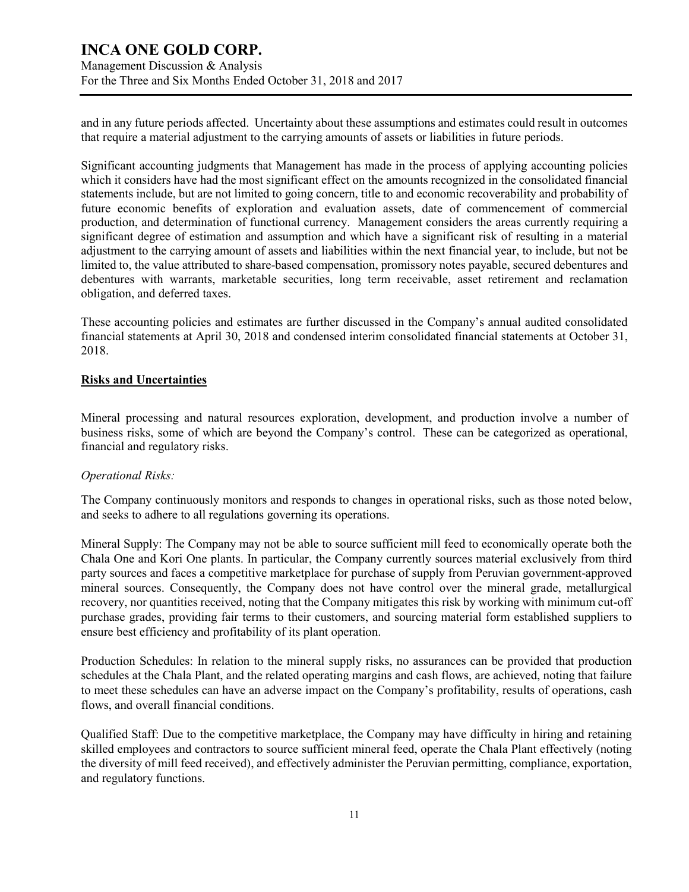and in any future periods affected. Uncertainty about these assumptions and estimates could result in outcomes that require a material adjustment to the carrying amounts of assets or liabilities in future periods.

Significant accounting judgments that Management has made in the process of applying accounting policies which it considers have had the most significant effect on the amounts recognized in the consolidated financial statements include, but are not limited to going concern, title to and economic recoverability and probability of future economic benefits of exploration and evaluation assets, date of commencement of commercial production, and determination of functional currency. Management considers the areas currently requiring a significant degree of estimation and assumption and which have a significant risk of resulting in a material adjustment to the carrying amount of assets and liabilities within the next financial year, to include, but not be limited to, the value attributed to share-based compensation, promissory notes payable, secured debentures and debentures with warrants, marketable securities, long term receivable, asset retirement and reclamation obligation, and deferred taxes.

These accounting policies and estimates are further discussed in the Company's annual audited consolidated financial statements at April 30, 2018 and condensed interim consolidated financial statements at October 31, 2018.

## Risks and Uncertainties

Mineral processing and natural resources exploration, development, and production involve a number of business risks, some of which are beyond the Company's control. These can be categorized as operational, financial and regulatory risks.

*Operational Risks:*

The Company continuously monitors and responds to changes in operational risks, such as those noted below, and seeks to adhere to all regulations governing its operations.

Mineral Supply: The Company may not be able to source sufficient mill feed to economically operate both the Chala One and Kori One plants. In particular, the Company currently sources material exclusively from third party sources and faces a competitive marketplace for purchase of supply from Peruvian government-approved mineral sources. Consequently, the Company does not have control over the mineral grade, metallurgical recovery, nor quantities received, noting that the Company mitigates this risk by working with minimum cut-off purchase grades, providing fair terms to their customers, and sourcing material form established suppliers to ensure best efficiency and profitability of its plant operation.

Production Schedules: In relation to the mineral supply risks, no assurances can be provided that production schedules at the Chala Plant, and the related operating margins and cash flows, are achieved, noting that failure to meet these schedules can have an adverse impact on the Company's profitability, results of operations, cash flows, and overall financial conditions.

Qualified Staff: Due to the competitive marketplace, the Company may have difficulty in hiring and retaining skilled employees and contractors to source sufficient mineral feed, operate the Chala Plant effectively (noting the diversity of mill feed received), and effectively administer the Peruvian permitting, compliance, exportation, and regulatory functions.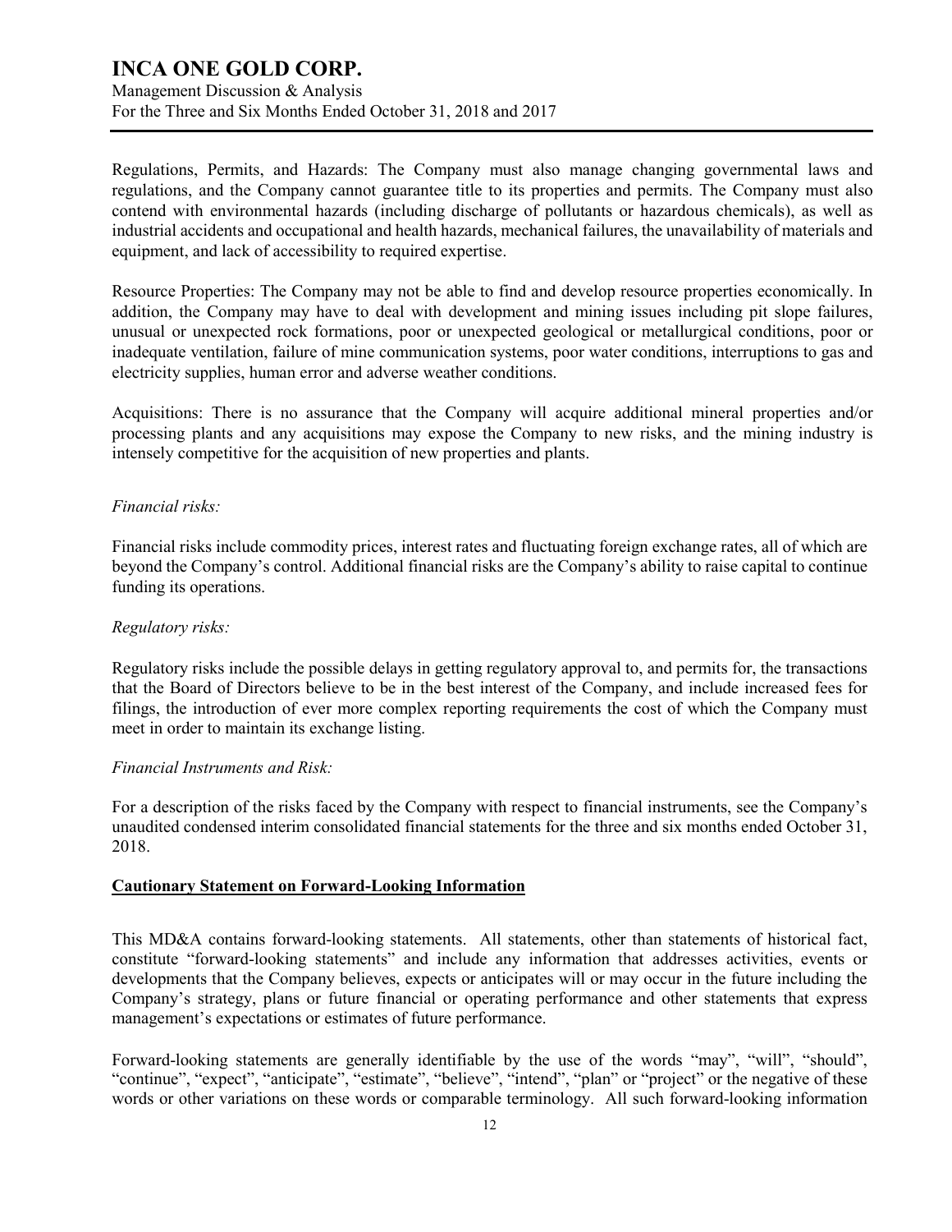Regulations, Permits, and Hazards: The Company must also manage changing governmental laws and regulations, and the Company cannot guarantee title to its properties and permits. The Company must also contend with environmental hazards (including discharge of pollutants or hazardous chemicals), as well as industrial accidents and occupational and health hazards, mechanical failures, the unavailability of materials and equipment, and lack of accessibility to required expertise.

Resource Properties: The Company may not be able to find and develop resource properties economically. In addition, the Company may have to deal with development and mining issues including pit slope failures, unusual or unexpected rock formations, poor or unexpected geological or metallurgical conditions, poor or inadequate ventilation, failure of mine communication systems, poor water conditions, interruptions to gas and electricity supplies, human error and adverse weather conditions.

Acquisitions: There is no assurance that the Company will acquire additional mineral properties and/or processing plants and any acquisitions may expose the Company to new risks, and the mining industry is intensely competitive for the acquisition of new properties and plants.

*Financial risks:*

Financial risks include commodity prices, interest rates and fluctuating foreign exchange rates, all of which are beyond the Company's control. Additional financial risks are the Company's ability to raise capital to continue funding its operations.

*Regulatory risks:*

Regulatory risks include the possible delays in getting regulatory approval to, and permits for, the transactions that the Board of Directors believe to be in the best interest of the Company, and include increased fees for filings, the introduction of ever more complex reporting requirements the cost of which the Company must meet in order to maintain its exchange listing.

*Financial Instruments and Risk:*

For a description of the risks faced by the Company with respect to financial instruments, see the Company's unaudited condensed interim consolidated financial statements for the three and six months ended October 31, 2018.

## Cautionary Statement on Forward-Looking Information

This MD&A contains forward-looking statements. All statements, other than statements of historical fact, constitute "forward-looking statements" and include any information that addresses activities, events or developments that the Company believes, expects or anticipates will or may occur in the future including the Company's strategy, plans or future financial or operating performance and other statements that express management's expectations or estimates of future performance.

Forward-looking statements are generally identifiable by the use of the words "may", "will", "should", "continue", "expect", "anticipate", "estimate", "believe", "intend", "plan" or "project" or the negative of these words or other variations on these words or comparable terminology. All such forward-looking information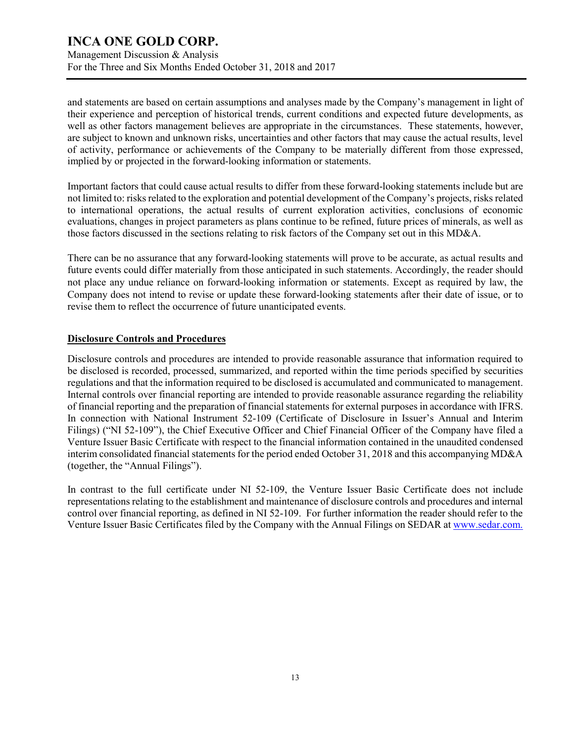and statements are based on certain assumptions and analyses made by the Company's management in light of their experience and perception of historical trends, current conditions and expected future developments, as well as other factors management believes are appropriate in the circumstances. These statements, however, are subject to known and unknown risks, uncertainties and other factors that may cause the actual results, level of activity, performance or achievements of the Company to be materially different from those expressed, implied by or projected in the forward-looking information or statements.

Important factors that could cause actual results to differ from these forward-looking statements include but are not limited to: risks related to the exploration and potential development of the Company's projects, risks related to international operations, the actual results of current exploration activities, conclusions of economic evaluations, changes in project parameters as plans continue to be refined, future prices of minerals, as well as those factors discussed in the sections relating to risk factors of the Company set out in this MD&A.

There can be no assurance that any forward-looking statements will prove to be accurate, as actual results and future events could differ materially from those anticipated in such statements. Accordingly, the reader should not place any undue reliance on forward-looking information or statements. Except as required by law, the Company does not intend to revise or update these forward-looking statements after their date of issue, or to revise them to reflect the occurrence of future unanticipated events.

## Disclosure Controls and Procedures

Disclosure controls and procedures are intended to provide reasonable assurance that information required to be disclosed is recorded, processed, summarized, and reported within the time periods specified by securities regulations and that the information required to be disclosed is accumulated and communicated to management. Internal controls over financial reporting are intended to provide reasonable assurance regarding the reliability of financial reporting and the preparation of financial statements for external purposes in accordance with IFRS. In connection with National Instrument 52-109 (Certificate of Disclosure in Issuer's Annual and Interim Filings) ("NI 52-109"), the Chief Executive Officer and Chief Financial Officer of the Company have filed a Venture Issuer Basic Certificate with respect to the financial information contained in the unaudited condensed interim consolidated financial statements for the period ended October 31, 2018 and this accompanying MD&A (together, the "Annual Filings").

In contrast to the full certificate under NI 52-109, the Venture Issuer Basic Certificate does not include representations relating to the establishment and maintenance of disclosure controls and procedures and internal control over financial reporting, as defined in NI 52-109. For further information the reader should refer to the Venture Issuer Basic Certificates filed by the Company with the Annual Filings on SEDAR at www.sedar.com.